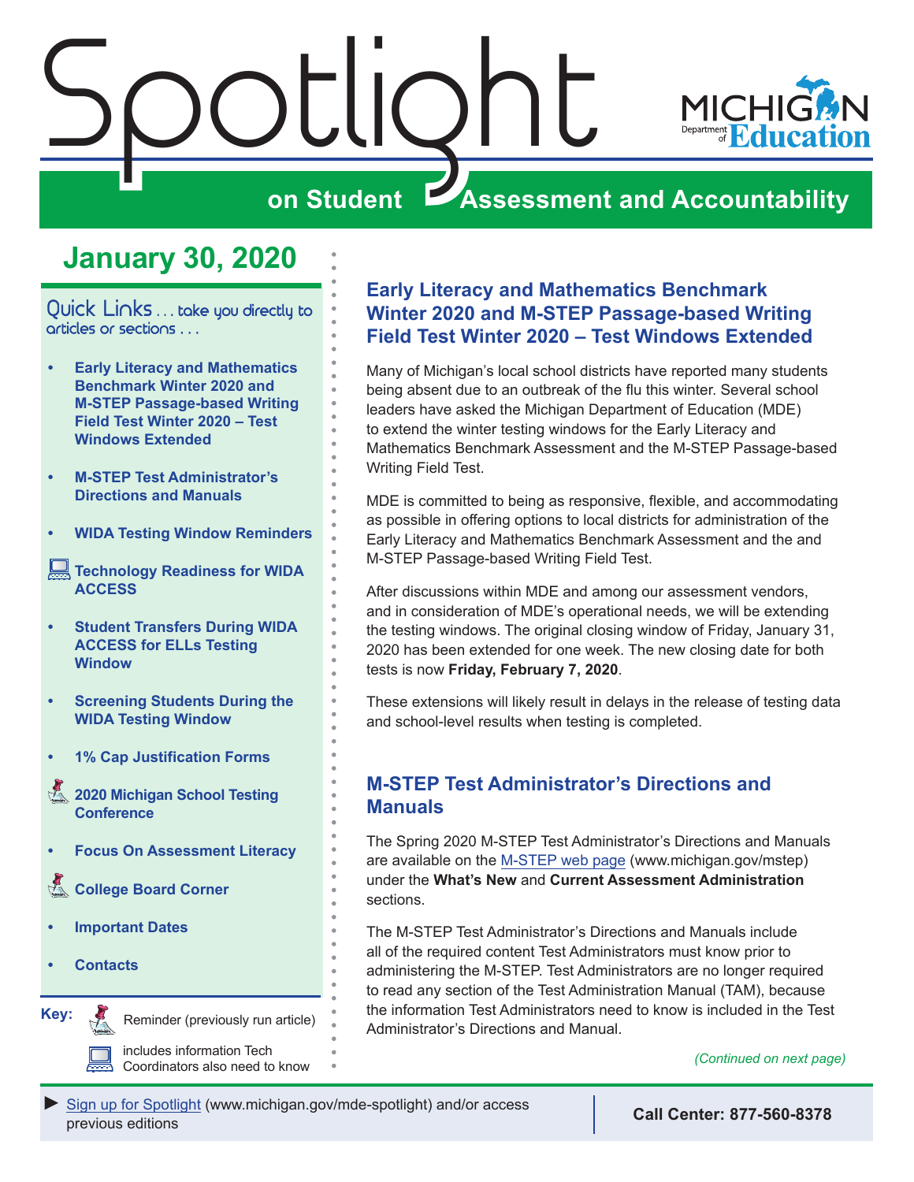# Spotlight

## on Student Assessment and Accountability

## January 30, 2020

Quick Links . . . take you directly to articles or sections . . .

- Early Literacy and Mathematics Benchmark Winter 2020 and M-STEP Passage-based Writing Field Test Winter 2020 – Test Windows Extended
- M-STEP Test Administrator's Directions and Manuals
- WIDA Testing Window Reminders
- Technology Readiness for WIDA ACCESS
- Student Transfers During WIDA ACCESS for ELLs Testing Window
- Screening Students During the WIDA Testing Window
- 1% Cap Justification Forms
- 2020 Michigan School Testing Conference
- Focus On Assessment Literacy
- College Board Corner
- Important Dates
- Contacts

**Key:** Reminder (previously run article)

includes information Tech Coordinators also need to know

## Early Literacy and Mathematics Benchmark Winter 2020 and M-STEP Passage-based Writing Field Test Winter 2020 – Test Windows Extended

Many of Michigan's local school districts have reported many students being absent due to an outbreak of the flu this winter. Several school leaders have asked the Michigan Department of Education (MDE) to extend the winter testing windows for the Early Literacy and Mathematics Benchmark Assessment and the M-STEP Passage-based Writing Field Test.

MDE is committed to being as responsive, flexible, and accommodating as possible in offering options to local districts for administration of the Early Literacy and Mathematics Benchmark Assessment and the and M-STEP Passage-based Writing Field Test.

After discussions within MDE and among our assessment vendors, and in consideration of MDE's operational needs, we will be extending the testing windows. The original closing window of Friday, January 31, 2020 has been extended for one week. The new closing date for both tests is now **Friday, February 7, 2020**.

These extensions will likely result in delays in the release of testing data and school-level results when testing is completed.

## M-STEP Test Administrator's Directions and Manuals

The Spring 2020 M-STEP Test Administrator's Directions and Manuals are available on the M-STEP web page (www.michigan.gov/mstep) under the **What's New** and **Current Assessment Administration** sections.

The M-STEP Test Administrator's Directions and Manuals include all of the required content Test Administrators must know prior to administering the M-STEP. Test Administrators are no longer required to read any section of the Test Administration Manual (TAM), because the information Test Administrators need to know is included in the Test Administrator's Directions and Manual.

*(Continued on next page)*

► Sign up for Spotlight (www.michigan.gov/mde-spotlight) and/or access previous editions

**Call Center: 877-560-8378**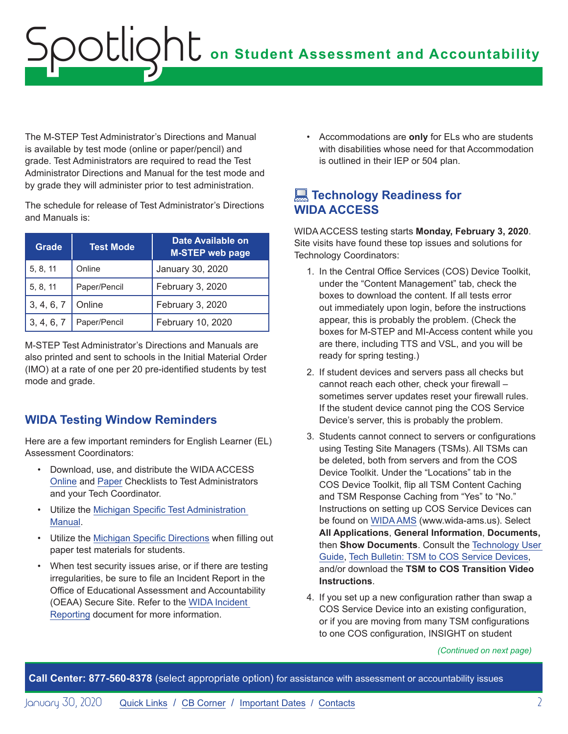The M-STEP Test Administrator's Directions and Manual is available by test mode (online or paper/pencil) and grade. Test Administrators are required to read the Test Administrator Directions and Manual for the test mode and by grade they will administer prior to test administration.

The schedule for release of Test Administrator's Directions and Manuals is:

| Grade | Test Mode | Date Available on M-STEP web page |
|---|---|---|
| 5, 8, 11 | Online | January 30, 2020 |
| 5, 8, 11 | Paper/Pencil | February 3, 2020 |
| 3, 4, 6, 7 | Online | February 3, 2020 |
| 3, 4, 6, 7 | Paper/Pencil | February 10, 2020 |

M-STEP Test Administrator's Directions and Manuals are also printed and sent to schools in the Initial Material Order (IMO) at a rate of one per 20 pre-identified students by test mode and grade.

## WIDA Testing Window Reminders

Here are a few important reminders for English Learner (EL) Assessment Coordinators:

- Download, use, and distribute the WIDA ACCESS Online and Paper Checklists to Test Administrators and your Tech Coordinator.
- Utilize the Michigan Specific Test Administration Manual.
- Utilize the Michigan Specific Directions when filling out paper test materials for students.
- When test security issues arise, or if there are testing irregularities, be sure to file an Incident Report in the Office of Educational Assessment and Accountability (OEAA) Secure Site. Refer to the WIDA Incident Reporting document for more information.
- Accommodations are **only** for ELs who are students with disabilities whose need for that Accommodation is outlined in their IEP or 504 plan.

## Technology Readiness for WIDA ACCESS

WIDA ACCESS testing starts **Monday, February 3, 2020**. Site visits have found these top issues and solutions for Technology Coordinators:

1. In the Central Office Services (COS) Device Toolkit, under the "Content Management" tab, check the boxes to download the content. If all tests error out immediately upon login, before the instructions appear, this is probably the problem. (Check the boxes for M-STEP and MI-Access content while you are there, including TTS and VSL, and you will be ready for spring testing.)
2. If student devices and servers pass all checks but cannot reach each other, check your firewall – sometimes server updates reset your firewall rules. If the student device cannot ping the COS Service Device's server, this is probably the problem.
3. Students cannot connect to servers or configurations using Testing Site Managers (TSMs). All TSMs can be deleted, both from servers and from the COS Device Toolkit. Under the "Locations" tab in the COS Device Toolkit, flip all TSM Content Caching and TSM Response Caching from "Yes" to "No." Instructions on setting up COS Service Devices can be found on WIDA AMS (www.wida-ams.us). Select **All Applications**, **General Information**, **Documents,** then **Show Documents**. Consult the Technology User Guide, Tech Bulletin: TSM to COS Service Devices, and/or download the **TSM to COS Transition Video Instructions**.
4. If you set up a new configuration rather than swap a COS Service Device into an existing configuration, or if you are moving from many TSM configurations to one COS configuration, INSIGHT on student

*(Continued on next page)*

**Call Center: 877-560-8378** (select appropriate option) for assistance with assessment or accountability issues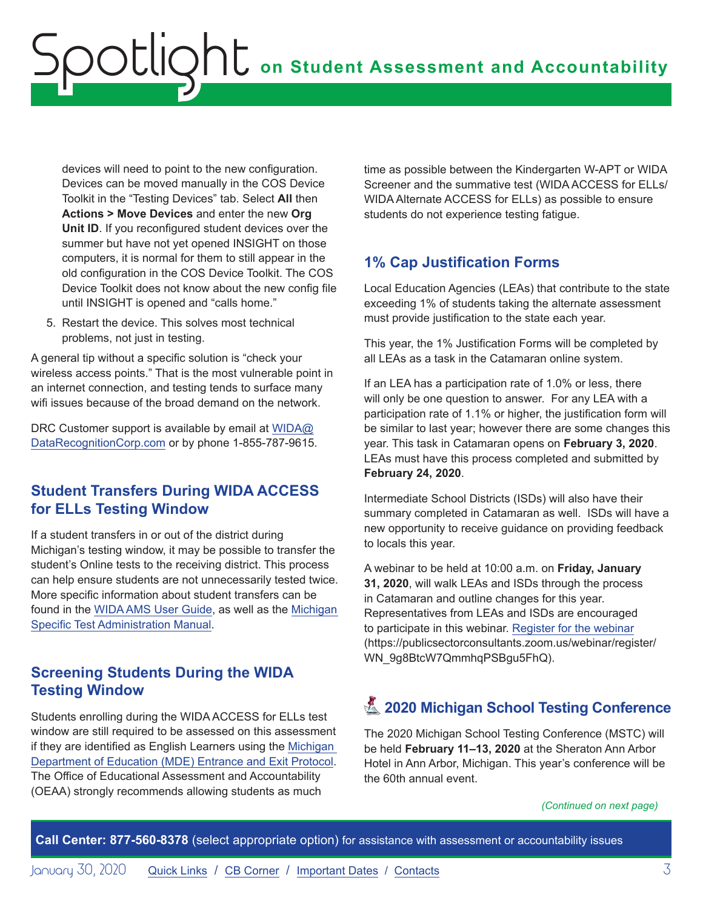devices will need to point to the new configuration. Devices can be moved manually in the COS Device Toolkit in the "Testing Devices" tab. Select **All** then **Actions > Move Devices** and enter the new **Org Unit ID**. If you reconfigured student devices over the summer but have not yet opened INSIGHT on those computers, it is normal for them to still appear in the old configuration in the COS Device Toolkit. The COS Device Toolkit does not know about the new config file until INSIGHT is opened and "calls home."

5. Restart the device. This solves most technical problems, not just in testing.

A general tip without a specific solution is "check your wireless access points." That is the most vulnerable point in an internet connection, and testing tends to surface many wifi issues because of the broad demand on the network.

DRC Customer support is available by email at WIDA@DataRecognitionCorp.com or by phone 1-855-787-9615.

## Student Transfers During WIDA ACCESS for ELLs Testing Window

If a student transfers in or out of the district during Michigan's testing window, it may be possible to transfer the student's Online tests to the receiving district. This process can help ensure students are not unnecessarily tested twice. More specific information about student transfers can be found in the WIDA AMS User Guide, as well as the Michigan Specific Test Administration Manual.

## Screening Students During the WIDA Testing Window

Students enrolling during the WIDA ACCESS for ELLs test window are still required to be assessed on this assessment if they are identified as English Learners using the Michigan Department of Education (MDE) Entrance and Exit Protocol. The Office of Educational Assessment and Accountability (OEAA) strongly recommends allowing students as much time as possible between the Kindergarten W-APT or WIDA Screener and the summative test (WIDA ACCESS for ELLs/ WIDA Alternate ACCESS for ELLs) as possible to ensure students do not experience testing fatigue.

## 1% Cap Justification Forms

Local Education Agencies (LEAs) that contribute to the state exceeding 1% of students taking the alternate assessment must provide justification to the state each year.

This year, the 1% Justification Forms will be completed by all LEAs as a task in the Catamaran online system.

If an LEA has a participation rate of 1.0% or less, there will only be one question to answer. For any LEA with a participation rate of 1.1% or higher, the justification form will be similar to last year; however there are some changes this year. This task in Catamaran opens on **February 3, 2020**. LEAs must have this process completed and submitted by **February 24, 2020**.

Intermediate School Districts (ISDs) will also have their summary completed in Catamaran as well. ISDs will have a new opportunity to receive guidance on providing feedback to locals this year.

A webinar to be held at 10:00 a.m. on **Friday, January 31, 2020**, will walk LEAs and ISDs through the process in Catamaran and outline changes for this year. Representatives from LEAs and ISDs are encouraged to participate in this webinar. Register for the webinar (https://publicsectorconsultants.zoom.us/webinar/register/WN_9g8BtcW7QmmhqPSBgu5FhQ).

## 2020 Michigan School Testing Conference

The 2020 Michigan School Testing Conference (MSTC) will be held **February 11–13, 2020** at the Sheraton Ann Arbor Hotel in Ann Arbor, Michigan. This year's conference will be the 60th annual event.

*(Continued on next page)*

**Call Center: 877-560-8378** (select appropriate option) for assistance with assessment or accountability issues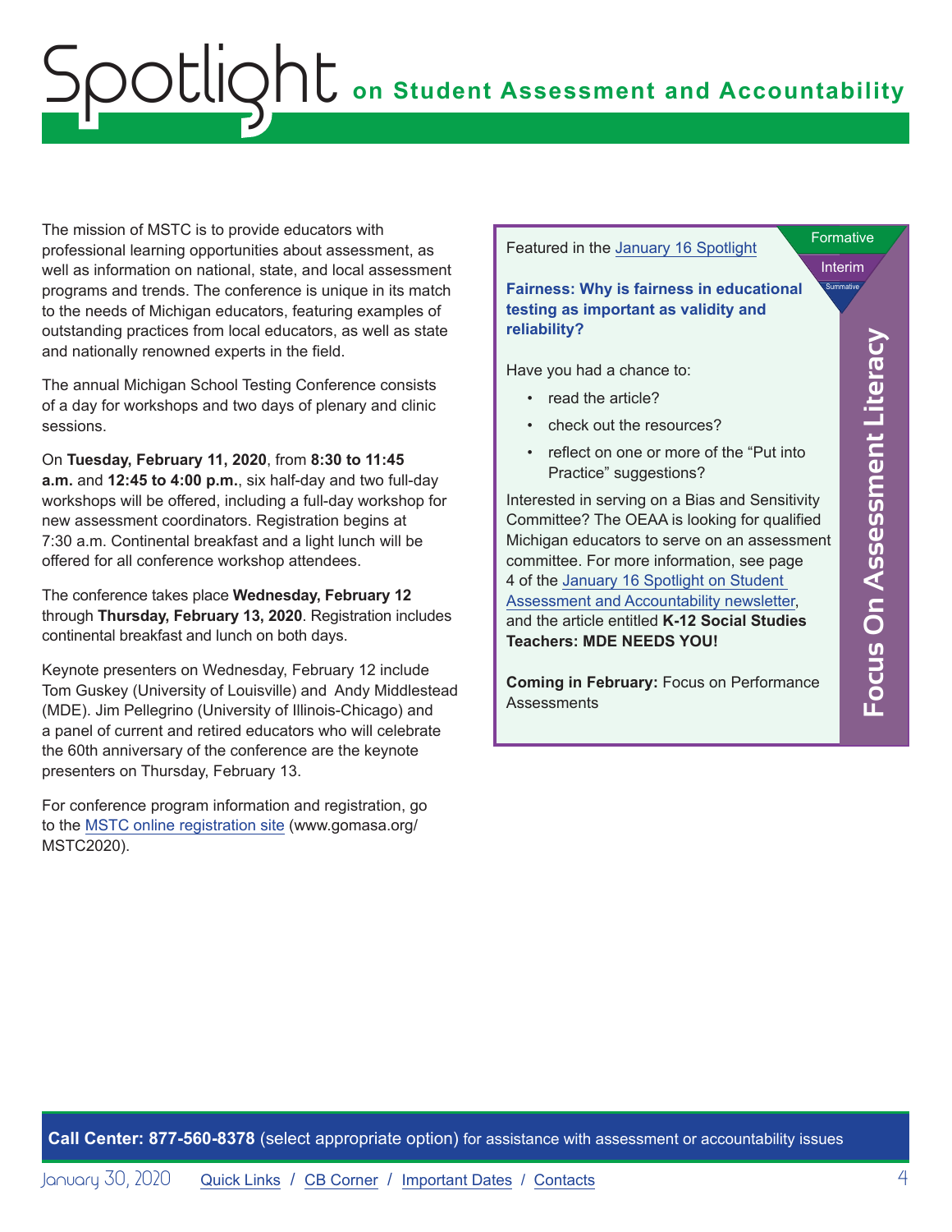The mission of MSTC is to provide educators with professional learning opportunities about assessment, as well as information on national, state, and local assessment programs and trends. The conference is unique in its match to the needs of Michigan educators, featuring examples of outstanding practices from local educators, as well as state and nationally renowned experts in the field.

The annual Michigan School Testing Conference consists of a day for workshops and two days of plenary and clinic sessions.

On **Tuesday, February 11, 2020**, from **8:30 to 11:45 a.m.** and **12:45 to 4:00 p.m.**, six half-day and two full-day workshops will be offered, including a full-day workshop for new assessment coordinators. Registration begins at 7:30 a.m. Continental breakfast and a light lunch will be offered for all conference workshop attendees.

The conference takes place **Wednesday, February 12** through **Thursday, February 13, 2020**. Registration includes continental breakfast and lunch on both days.

Keynote presenters on Wednesday, February 12 include Tom Guskey (University of Louisville) and Andy Middlestead (MDE). Jim Pellegrino (University of Illinois-Chicago) and a panel of current and retired educators who will celebrate the 60th anniversary of the conference are the keynote presenters on Thursday, February 13.

For conference program information and registration, go to the [MSTC online registration site](www.gomasa.org/MSTC2020) (www.gomasa.org/MSTC2020).

## Focus On Assessment Literacy

Formative / Interim / Summative

Featured in the [January 16 Spotlight](January 16 Spotlight)

**Fairness: Why is fairness in educational testing as important as validity and reliability?**

Have you had a chance to:

- read the article?
- check out the resources?
- reflect on one or more of the "Put into Practice" suggestions?

Interested in serving on a Bias and Sensitivity Committee? The OEAA is looking for qualified Michigan educators to serve on an assessment committee. For more information, see page 4 of the [January 16 Spotlight on Student Assessment and Accountability newsletter](January 16 Spotlight on Student Assessment and Accountability newsletter), and the article entitled **K-12 Social Studies Teachers: MDE NEEDS YOU!**

**Coming in February:** Focus on Performance Assessments

**Call Center: 877-560-8378** (select appropriate option) for assistance with assessment or accountability issues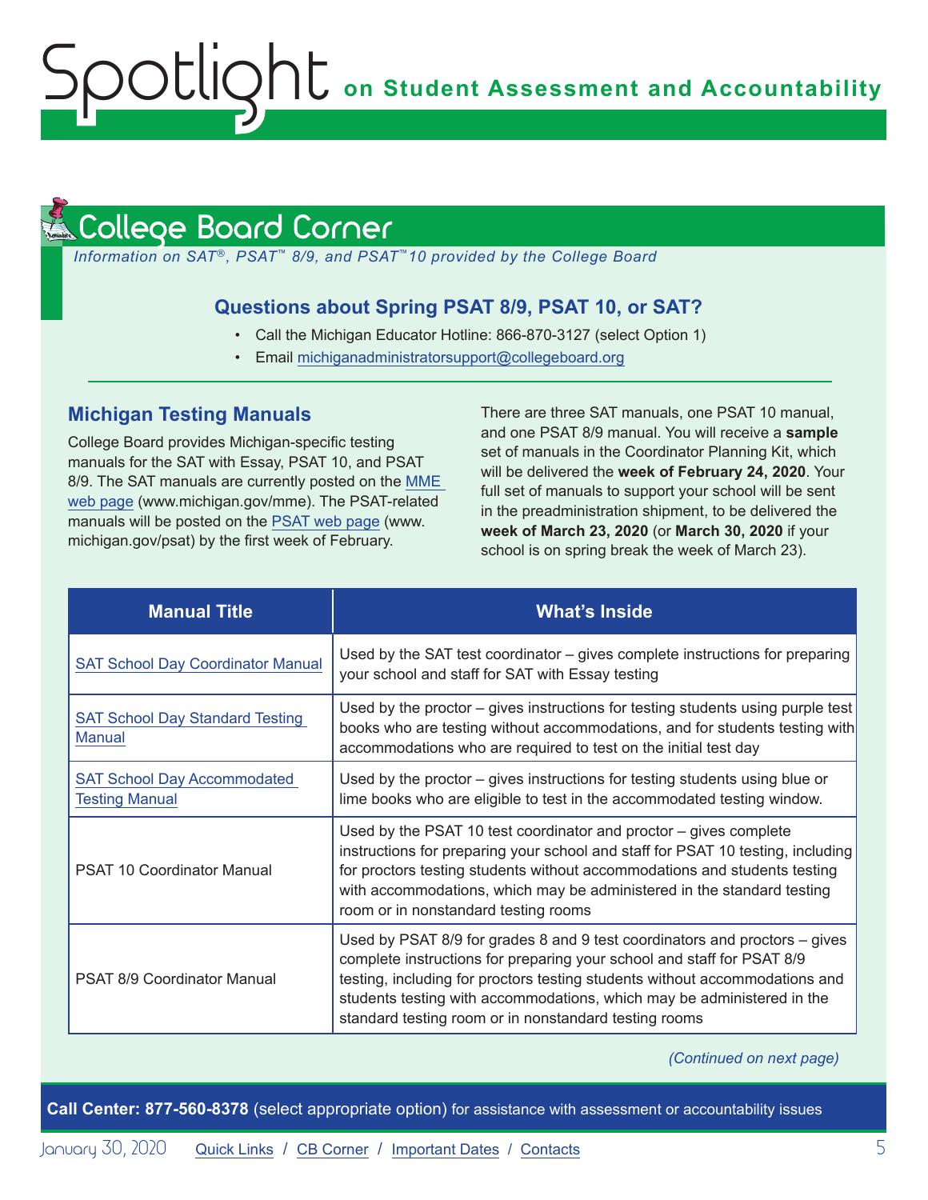## College Board Corner

*Information on SAT®, PSAT™ 8/9, and PSAT™10 provided by the College Board*

### Questions about Spring PSAT 8/9, PSAT 10, or SAT?

- Call the Michigan Educator Hotline: 866-870-3127 (select Option 1)
- Email michiganadministratorsupport@collegeboard.org

### Michigan Testing Manuals

College Board provides Michigan-specific testing manuals for the SAT with Essay, PSAT 10, and PSAT 8/9. The SAT manuals are currently posted on the MME web page (www.michigan.gov/mme). The PSAT-related manuals will be posted on the PSAT web page (www.michigan.gov/psat) by the first week of February.

There are three SAT manuals, one PSAT 10 manual, and one PSAT 8/9 manual. You will receive a **sample** set of manuals in the Coordinator Planning Kit, which will be delivered the **week of February 24, 2020**. Your full set of manuals to support your school will be sent in the preadministration shipment, to be delivered the **week of March 23, 2020** (or **March 30, 2020** if your school is on spring break the week of March 23).

| Manual Title | What's Inside |
|---|---|
| SAT School Day Coordinator Manual | Used by the SAT test coordinator – gives complete instructions for preparing your school and staff for SAT with Essay testing |
| SAT School Day Standard Testing Manual | Used by the proctor – gives instructions for testing students using purple test books who are testing without accommodations, and for students testing with accommodations who are required to test on the initial test day |
| SAT School Day Accommodated Testing Manual | Used by the proctor – gives instructions for testing students using blue or lime books who are eligible to test in the accommodated testing window. |
| PSAT 10 Coordinator Manual | Used by the PSAT 10 test coordinator and proctor – gives complete instructions for preparing your school and staff for PSAT 10 testing, including for proctors testing students without accommodations and students testing with accommodations, which may be administered in the standard testing room or in nonstandard testing rooms |
| PSAT 8/9 Coordinator Manual | Used by PSAT 8/9 for grades 8 and 9 test coordinators and proctors – gives complete instructions for preparing your school and staff for PSAT 8/9 testing, including for proctors testing students without accommodations and students testing with accommodations, which may be administered in the standard testing room or in nonstandard testing rooms |

*(Continued on next page)*

**Call Center: 877-560-8378** (select appropriate option) for assistance with assessment or accountability issues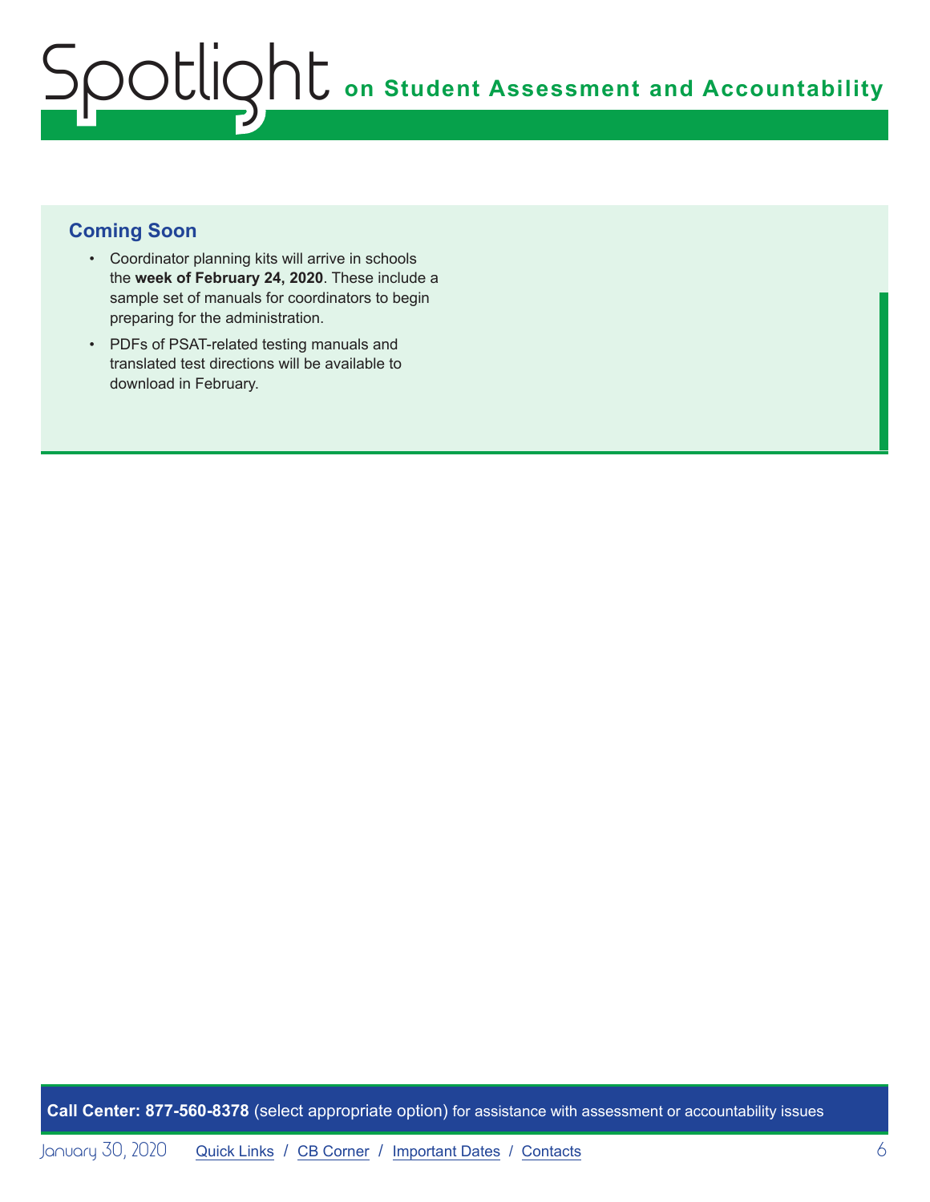## Coming Soon

- Coordinator planning kits will arrive in schools the **week of February 24, 2020**. These include a sample set of manuals for coordinators to begin preparing for the administration.
- PDFs of PSAT-related testing manuals and translated test directions will be available to download in February.

**Call Center: 877-560-8378** (select appropriate option) for assistance with assessment or accountability issues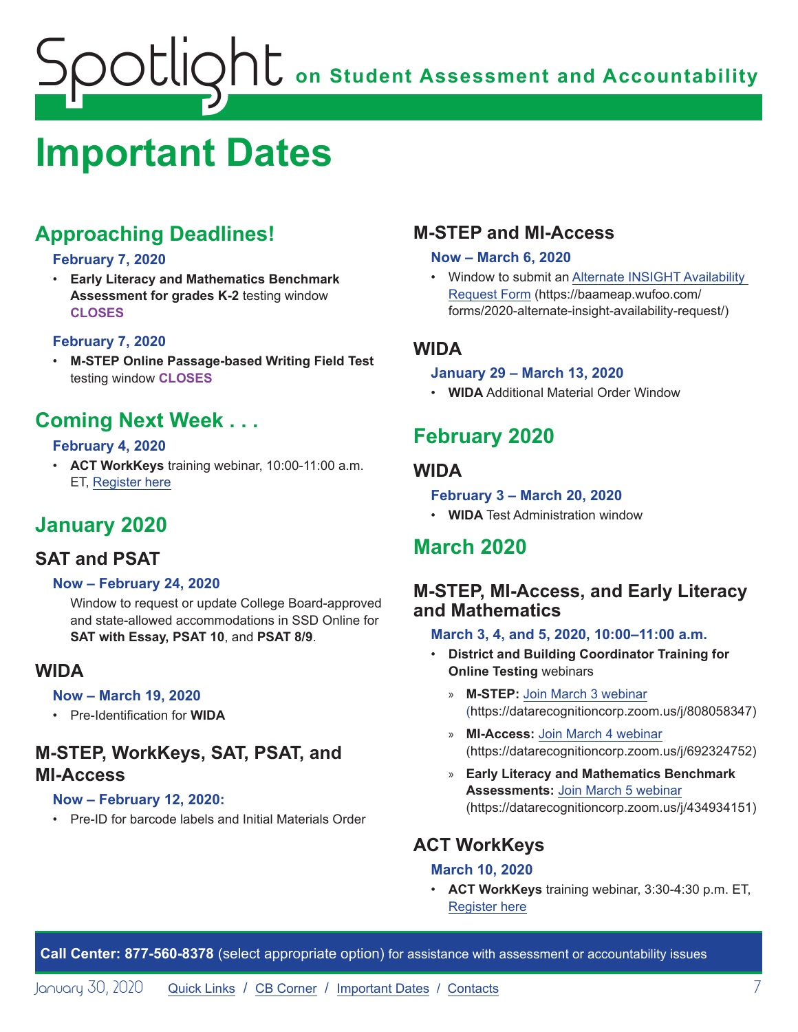# Important Dates

## Approaching Deadlines!

### February 7, 2020

- **Early Literacy and Mathematics Benchmark Assessment for grades K-2** testing window **CLOSES**

### February 7, 2020

- **M-STEP Online Passage-based Writing Field Test** testing window **CLOSES**

## Coming Next Week . . .

### February 4, 2020

- **ACT WorkKeys** training webinar, 10:00-11:00 a.m. ET, Register here

## January 2020

### SAT and PSAT

#### Now – February 24, 2020

Window to request or update College Board-approved and state-allowed accommodations in SSD Online for **SAT with Essay, PSAT 10**, and **PSAT 8/9**.

### WIDA

#### Now – March 19, 2020

- Pre-Identification for **WIDA**

### M-STEP, WorkKeys, SAT, PSAT, and MI-Access

#### Now – February 12, 2020:

- Pre-ID for barcode labels and Initial Materials Order

### M-STEP and MI-Access

#### Now – March 6, 2020

- Window to submit an Alternate INSIGHT Availability Request Form (https://baameap.wufoo.com/forms/2020-alternate-insight-availability-request/)

### WIDA

#### January 29 – March 13, 2020

- **WIDA** Additional Material Order Window

## February 2020

### WIDA

#### February 3 – March 20, 2020

- **WIDA** Test Administration window

## March 2020

### M-STEP, MI-Access, and Early Literacy and Mathematics

#### March 3, 4, and 5, 2020, 10:00–11:00 a.m.

- **District and Building Coordinator Training for Online Testing** webinars
  - **M-STEP:** Join March 3 webinar (https://datarecognitioncorp.zoom.us/j/808058347)
  - **MI-Access:** Join March 4 webinar (https://datarecognitioncorp.zoom.us/j/692324752)
  - **Early Literacy and Mathematics Benchmark Assessments:** Join March 5 webinar (https://datarecognitioncorp.zoom.us/j/434934151)

### ACT WorkKeys

#### March 10, 2020

- **ACT WorkKeys** training webinar, 3:30-4:30 p.m. ET, Register here

**Call Center: 877-560-8378** (select appropriate option) for assistance with assessment or accountability issues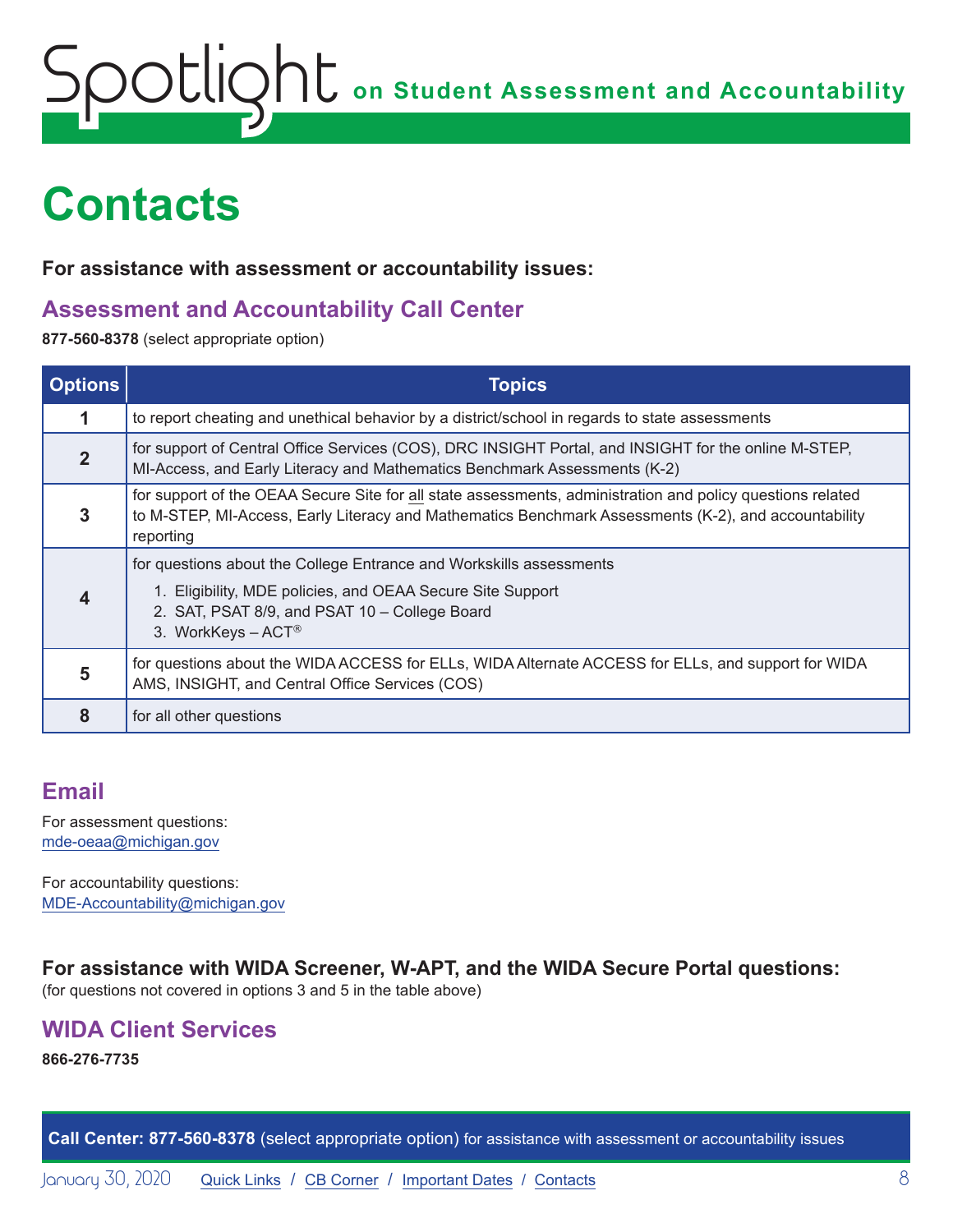# Spotlight on Student Assessment and Accountability

# Contacts

**For assistance with assessment or accountability issues:**

## Assessment and Accountability Call Center

**877-560-8378** (select appropriate option)

| Options | Topics |
|---|---|
| **1** | to report cheating and unethical behavior by a district/school in regards to state assessments |
| **2** | for support of Central Office Services (COS), DRC INSIGHT Portal, and INSIGHT for the online M-STEP, MI-Access, and Early Literacy and Mathematics Benchmark Assessments (K-2) |
| **3** | for support of the OEAA Secure Site for all state assessments, administration and policy questions related to M-STEP, MI-Access, Early Literacy and Mathematics Benchmark Assessments (K-2), and accountability reporting |
| **4** | for questions about the College Entrance and Workskills assessments<br>1. Eligibility, MDE policies, and OEAA Secure Site Support<br>2. SAT, PSAT 8/9, and PSAT 10 – College Board<br>3. WorkKeys – ACT® |
| **5** | for questions about the WIDA ACCESS for ELLs, WIDA Alternate ACCESS for ELLs, and support for WIDA AMS, INSIGHT, and Central Office Services (COS) |
| **8** | for all other questions |

## Email

For assessment questions:
mde-oeaa@michigan.gov

For accountability questions:
MDE-Accountability@michigan.gov

**For assistance with WIDA Screener, W-APT, and the WIDA Secure Portal questions:**
(for questions not covered in options 3 and 5 in the table above)

## WIDA Client Services

**866-276-7735**

**Call Center: 877-560-8378** (select appropriate option) for assistance with assessment or accountability issues